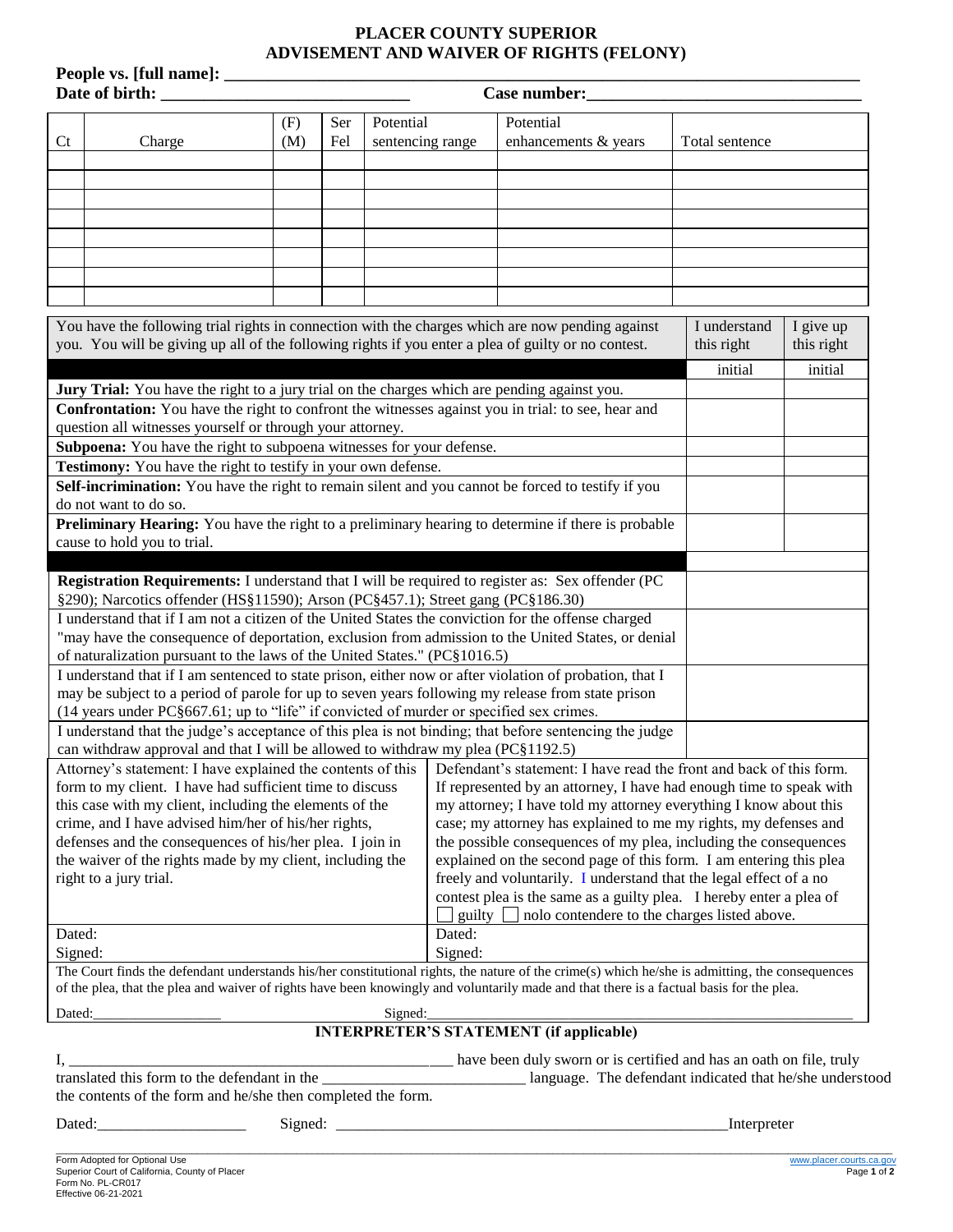# PLACER COUNTY SUPERIOR
# ADVISEMENT AND WAIVER OF RIGHTS (FELONY)

**People vs. [full name]: \_\_\_\_\_\_\_\_\_\_\_\_\_\_\_\_\_\_\_\_\_\_\_\_\_\_\_\_\_\_\_\_\_\_\_\_\_\_\_\_\_\_\_\_\_\_\_\_\_\_\_\_\_\_\_\_\_\_\_\_\_\_**

**Date of birth: \_\_\_\_\_\_\_\_\_\_\_\_\_\_\_\_\_\_\_\_\_\_\_\_\_\_\_\_ Case number:\_\_\_\_\_\_\_\_\_\_\_\_\_\_\_\_\_\_\_\_\_\_\_\_\_\_\_\_\_\_\_**

| Ct | Charge | (F) (M) | Ser Fel | Potential sentencing range | Potential enhancements & years | Total sentence |
|---|---|---|---|---|---|---|
| | | | | | | |
| | | | | | | |
| | | | | | | |
| | | | | | | |
| | | | | | | |
| | | | | | | |
| | | | | | | |
| | | | | | | |

| You have the following trial rights in connection with the charges which are now pending against you. You will be giving up all of the following rights if you enter a plea of guilty or no contest. | I understand this right | I give up this right |
|---|---|---|
| | initial | initial |
| **Jury Trial:** You have the right to a jury trial on the charges which are pending against you. | | |
| **Confrontation:** You have the right to confront the witnesses against you in trial: to see, hear and question all witnesses yourself or through your attorney. | | |
| **Subpoena:** You have the right to subpoena witnesses for your defense. | | |
| **Testimony:** You have the right to testify in your own defense. | | |
| **Self-incrimination:** You have the right to remain silent and you cannot be forced to testify if you do not want to do so. | | |
| **Preliminary Hearing:** You have the right to a preliminary hearing to determine if there is probable cause to hold you to trial. | | |
| | | |
| **Registration Requirements:** I understand that I will be required to register as: Sex offender (PC §290); Narcotics offender (HS§11590); Arson (PC§457.1); Street gang (PC§186.30) | | |
| I understand that if I am not a citizen of the United States the conviction for the offense charged "may have the consequence of deportation, exclusion from admission to the United States, or denial of naturalization pursuant to the laws of the United States." (PC§1016.5) | | |
| I understand that if I am sentenced to state prison, either now or after violation of probation, that I may be subject to a period of parole for up to seven years following my release from state prison (14 years under PC§667.61; up to "life" if convicted of murder or specified sex crimes. | | |
| I understand that the judge's acceptance of this plea is not binding; that before sentencing the judge can withdraw approval and that I will be allowed to withdraw my plea (PC§1192.5) | | |

| Attorney's statement | Defendant's statement |
|---|---|
| Attorney's statement: I have explained the contents of this form to my client. I have had sufficient time to discuss this case with my client, including the elements of the crime, and I have advised him/her of his/her rights, defenses and the consequences of his/her plea. I join in the waiver of the rights made by my client, including the right to a jury trial. | Defendant's statement: I have read the front and back of this form. If represented by an attorney, I have had enough time to speak with my attorney; I have told my attorney everything I know about this case; my attorney has explained to me my rights, my defenses and the possible consequences of my plea, including the consequences explained on the second page of this form. I am entering this plea freely and voluntarily. I understand the legal effect of a no contest plea is the same as a guilty plea. I hereby enter a plea of ☐ guilty ☐ nolo contendere to the charges listed above. |
| Dated: | Dated: |
| Signed: | Signed: |

The Court finds the defendant understands his/her constitutional rights, the nature of the crime(s) which he/she is admitting, the consequences of the plea, that the plea and waiver of rights have been knowingly and voluntarily made and that there is a factual basis for the plea.

Dated:\_\_\_\_\_\_\_\_\_\_\_\_\_\_\_\_\_\_ Signed:\_\_\_\_\_\_\_\_\_\_\_\_\_\_\_\_\_\_\_\_\_\_\_\_\_\_\_\_\_\_\_\_\_\_\_\_\_\_\_\_\_\_\_\_\_\_\_\_\_\_\_\_\_\_

## INTERPRETER'S STATEMENT (if applicable)

I, \_\_\_\_\_\_\_\_\_\_\_\_\_\_\_\_\_\_\_\_\_\_\_\_\_\_\_\_\_\_\_\_\_\_\_\_\_\_\_\_\_\_\_\_\_\_\_\_\_\_ have been duly sworn or is certified and has an oath on file, truly translated this form to the defendant in the \_\_\_\_\_\_\_\_\_\_\_\_\_\_\_\_\_\_\_\_\_\_\_\_\_\_ language. The defendant indicated that he/she understood the contents of the form and he/she then completed the form.

Dated:\_\_\_\_\_\_\_\_\_\_\_\_\_\_\_\_\_\_\_ Signed: \_\_\_\_\_\_\_\_\_\_\_\_\_\_\_\_\_\_\_\_\_\_\_\_\_\_\_\_\_\_\_\_\_\_\_\_\_\_\_\_\_\_\_\_\_\_\_\_\_\_\_\_Interpreter

Form Adopted for Optional Use
Superior Court of California, County of Placer
Form No. PL-CR017
Effective 06-21-2021

www.placer.courts.ca.gov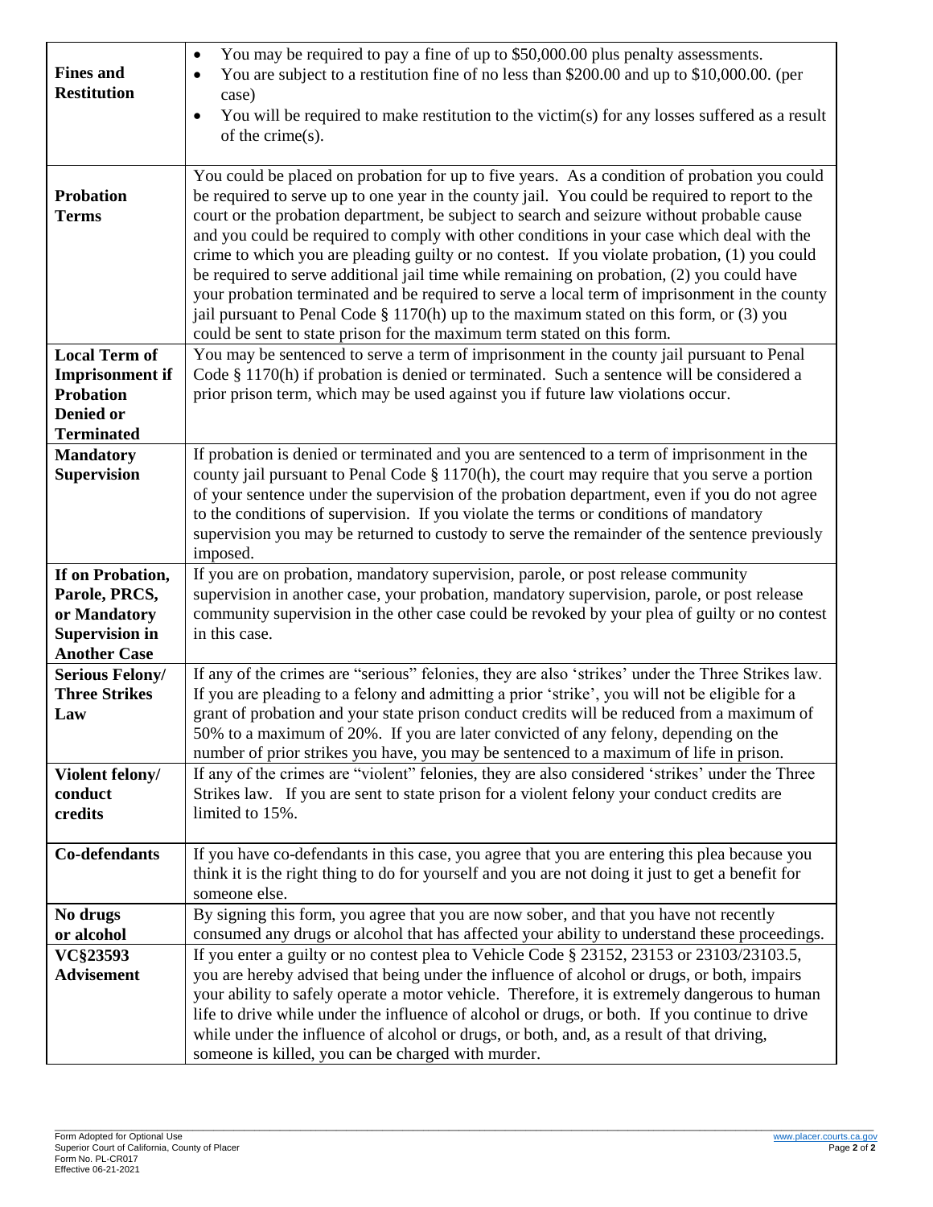| | |
|---|---|
| **Fines and Restitution** | • You may be required to pay a fine of up to $50,000.00 plus penalty assessments.<br>• You are subject to a restitution fine of no less than $200.00 and up to $10,000.00. (per case)<br>• You will be required to make restitution to the victim(s) for any losses suffered as a result of the crime(s). |
| **Probation Terms** | You could be placed on probation for up to five years. As a condition of probation you could be required to serve up to one year in the county jail. You could be required to report to the court or the probation department, be subject to search and seizure without probable cause and you could be required to comply with other conditions in your case which deal with the crime to which you are pleading guilty or no contest. If you violate probation, (1) you could be required to serve additional jail time while remaining on probation, (2) you could have your probation terminated and be required to serve a local term of imprisonment in the county jail pursuant to Penal Code § 1170(h) up to the maximum stated on this form, or (3) you could be sent to state prison for the maximum term stated on this form. |
| **Local Term of Imprisonment if Probation Denied or Terminated** | You may be sentenced to serve a term of imprisonment in the county jail pursuant to Penal Code § 1170(h) if probation is denied or terminated. Such a sentence will be considered a prior prison term, which may be used against you if future law violations occur. |
| **Mandatory Supervision** | If probation is denied or terminated and you are sentenced to a term of imprisonment in the county jail pursuant to Penal Code § 1170(h), the court may require that you serve a portion of your sentence under the supervision of the probation department, even if you do not agree to the conditions of supervision. If you violate the terms or conditions of mandatory supervision you may be returned to custody to serve the remainder of the sentence previously imposed. |
| **If on Probation, Parole, PRCS, or Mandatory Supervision in Another Case** | If you are on probation, mandatory supervision, parole, or post release community supervision in another case, your probation, mandatory supervision, parole, or post release community supervision in the other case could be revoked by your plea of guilty or no contest in this case. |
| **Serious Felony/ Three Strikes Law** | If any of the crimes are "serious" felonies, they are also 'strikes' under the Three Strikes law. If you are pleading to a felony and admitting a prior 'strike', you will not be eligible for a grant of probation and your state prison conduct credits will be reduced from a maximum of 50% to a maximum of 20%. If you are later convicted of any felony, depending on the number of prior strikes you have, you may be sentenced to a maximum of life in prison. |
| **Violent felony/ conduct credits** | If any of the crimes are "violent" felonies, they are also considered 'strikes' under the Three Strikes law. If you are sent to state prison for a violent felony your conduct credits are limited to 15%. |
| **Co-defendants** | If you have co-defendants in this case, you agree that you are entering this plea because you think it is the right thing to do for yourself and you are not doing it just to get a benefit for someone else. |
| **No drugs or alcohol** | By signing this form, you agree that you are now sober, and that you have not recently consumed any drugs or alcohol that has affected your ability to understand these proceedings. |
| **VC§23593 Advisement** | If you enter a guilty or no contest plea to Vehicle Code § 23152, 23153 or 23103/23103.5, you are hereby advised that being under the influence of alcohol or drugs, or both, impairs your ability to safely operate a motor vehicle. Therefore, it is extremely dangerous to human life to drive while under the influence of alcohol or drugs, or both. If you continue to drive while under the influence of alcohol or drugs, or both, and, as a result of that driving, someone is killed, you can be charged with murder. |

Form Adopted for Optional Use
Superior Court of California, County of Placer
Form No. PL-CR017
Effective 06-21-2021

www.placer.courts.ca.gov